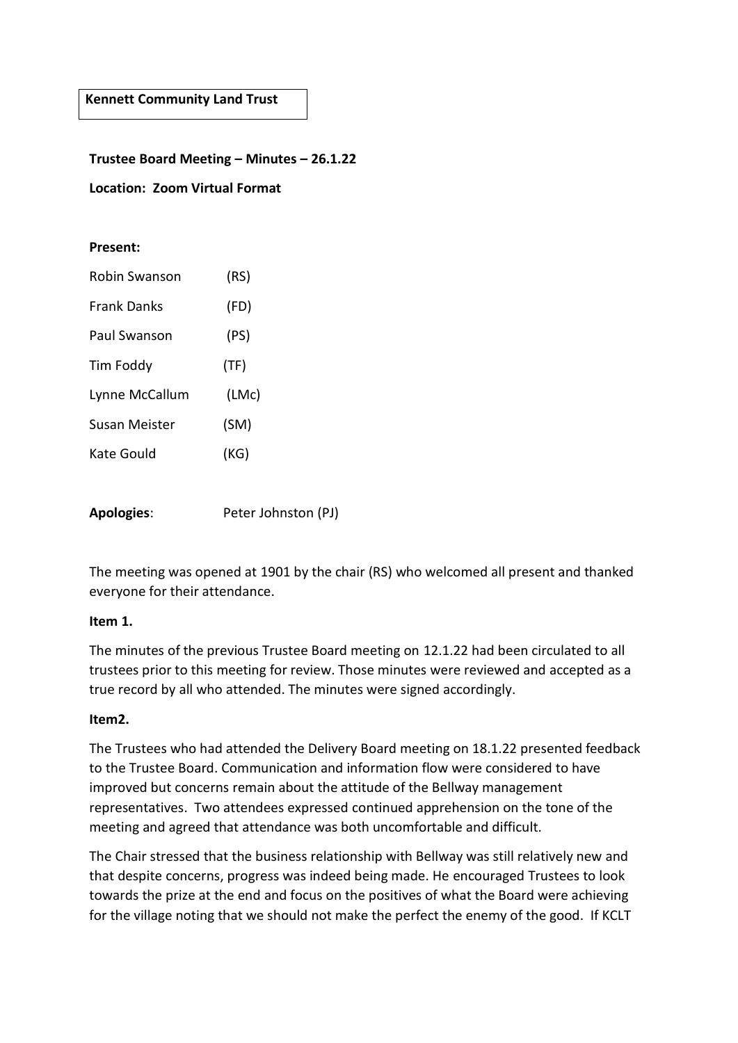**Kennett Community Land Trust**

**Trustee Board Meeting – Minutes – 26.1.22**

**Location: Zoom Virtual Format**

**Present:**

| | |
|---|---|
| Robin Swanson | (RS) |
| Frank Danks | (FD) |
| Paul Swanson | (PS) |
| Tim Foddy | (TF) |
| Lynne McCallum | (LMc) |
| Susan Meister | (SM) |
| Kate Gould | (KG) |

**Apologies**: Peter Johnston (PJ)

The meeting was opened at 1901 by the chair (RS) who welcomed all present and thanked everyone for their attendance.

**Item 1.**

The minutes of the previous Trustee Board meeting on 12.1.22 had been circulated to all trustees prior to this meeting for review. Those minutes were reviewed and accepted as a true record by all who attended. The minutes were signed accordingly.

**Item2.**

The Trustees who had attended the Delivery Board meeting on 18.1.22 presented feedback to the Trustee Board. Communication and information flow were considered to have improved but concerns remain about the attitude of the Bellway management representatives. Two attendees expressed continued apprehension on the tone of the meeting and agreed that attendance was both uncomfortable and difficult.

The Chair stressed that the business relationship with Bellway was still relatively new and that despite concerns, progress was indeed being made. He encouraged Trustees to look towards the prize at the end and focus on the positives of what the Board were achieving for the village noting that we should not make the perfect the enemy of the good. If KCLT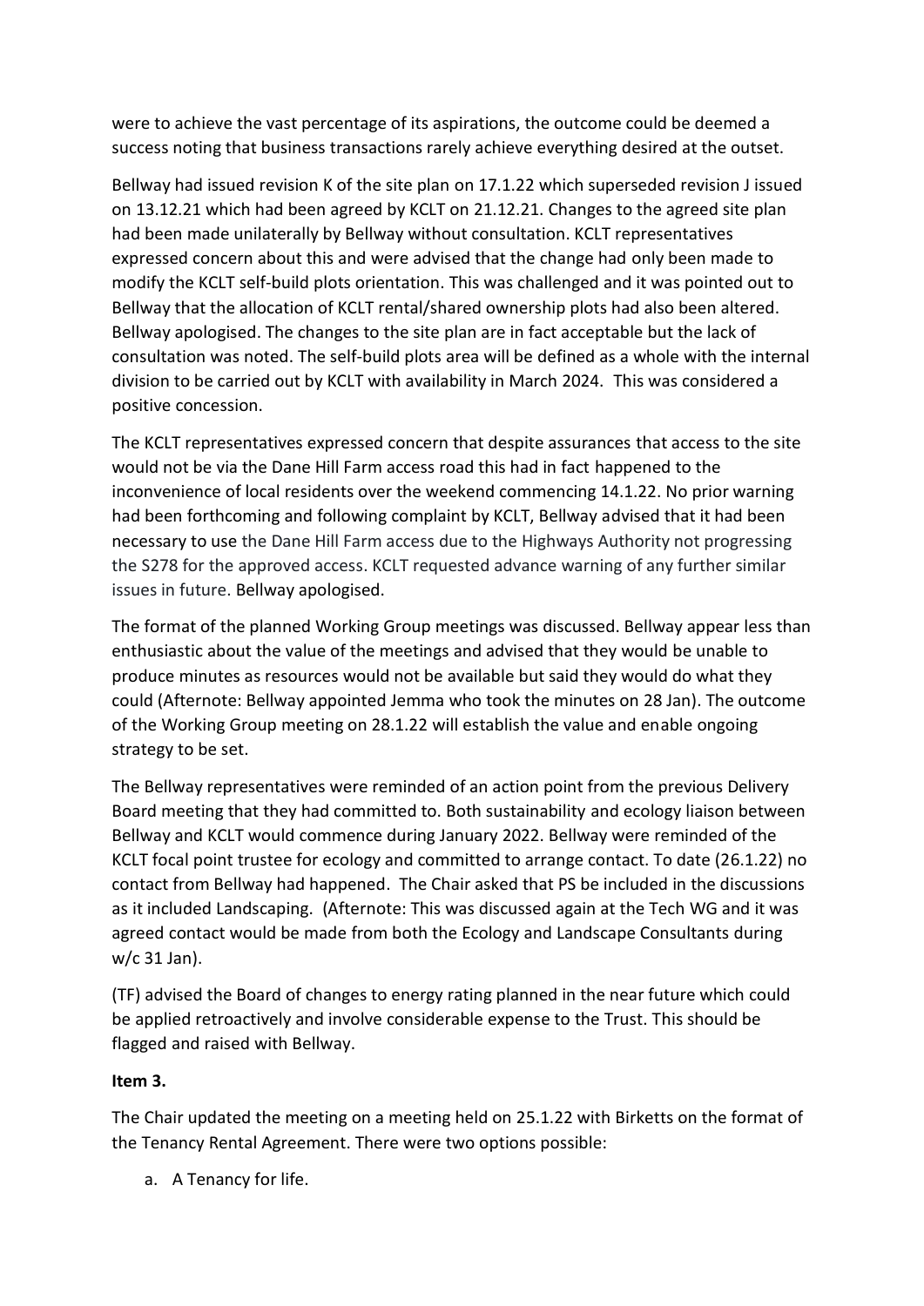were to achieve the vast percentage of its aspirations, the outcome could be deemed a success noting that business transactions rarely achieve everything desired at the outset.

Bellway had issued revision K of the site plan on 17.1.22 which superseded revision J issued on 13.12.21 which had been agreed by KCLT on 21.12.21. Changes to the agreed site plan had been made unilaterally by Bellway without consultation. KCLT representatives expressed concern about this and were advised that the change had only been made to modify the KCLT self-build plots orientation. This was challenged and it was pointed out to Bellway that the allocation of KCLT rental/shared ownership plots had also been altered. Bellway apologised. The changes to the site plan are in fact acceptable but the lack of consultation was noted. The self-build plots area will be defined as a whole with the internal division to be carried out by KCLT with availability in March 2024. This was considered a positive concession.

The KCLT representatives expressed concern that despite assurances that access to the site would not be via the Dane Hill Farm access road this had in fact happened to the inconvenience of local residents over the weekend commencing 14.1.22. No prior warning had been forthcoming and following complaint by KCLT, Bellway advised that it had been necessary to use the Dane Hill Farm access due to the Highways Authority not progressing the S278 for the approved access. KCLT requested advance warning of any further similar issues in future. Bellway apologised.

The format of the planned Working Group meetings was discussed. Bellway appear less than enthusiastic about the value of the meetings and advised that they would be unable to produce minutes as resources would not be available but said they would do what they could (Afternote: Bellway appointed Jemma who took the minutes on 28 Jan). The outcome of the Working Group meeting on 28.1.22 will establish the value and enable ongoing strategy to be set.

The Bellway representatives were reminded of an action point from the previous Delivery Board meeting that they had committed to. Both sustainability and ecology liaison between Bellway and KCLT would commence during January 2022. Bellway were reminded of the KCLT focal point trustee for ecology and committed to arrange contact. To date (26.1.22) no contact from Bellway had happened. The Chair asked that PS be included in the discussions as it included Landscaping. (Afternote: This was discussed again at the Tech WG and it was agreed contact would be made from both the Ecology and Landscape Consultants during w/c 31 Jan).

(TF) advised the Board of changes to energy rating planned in the near future which could be applied retroactively and involve considerable expense to the Trust. This should be flagged and raised with Bellway.

**Item 3.**

The Chair updated the meeting on a meeting held on 25.1.22 with Birketts on the format of the Tenancy Rental Agreement. There were two options possible:

a. A Tenancy for life.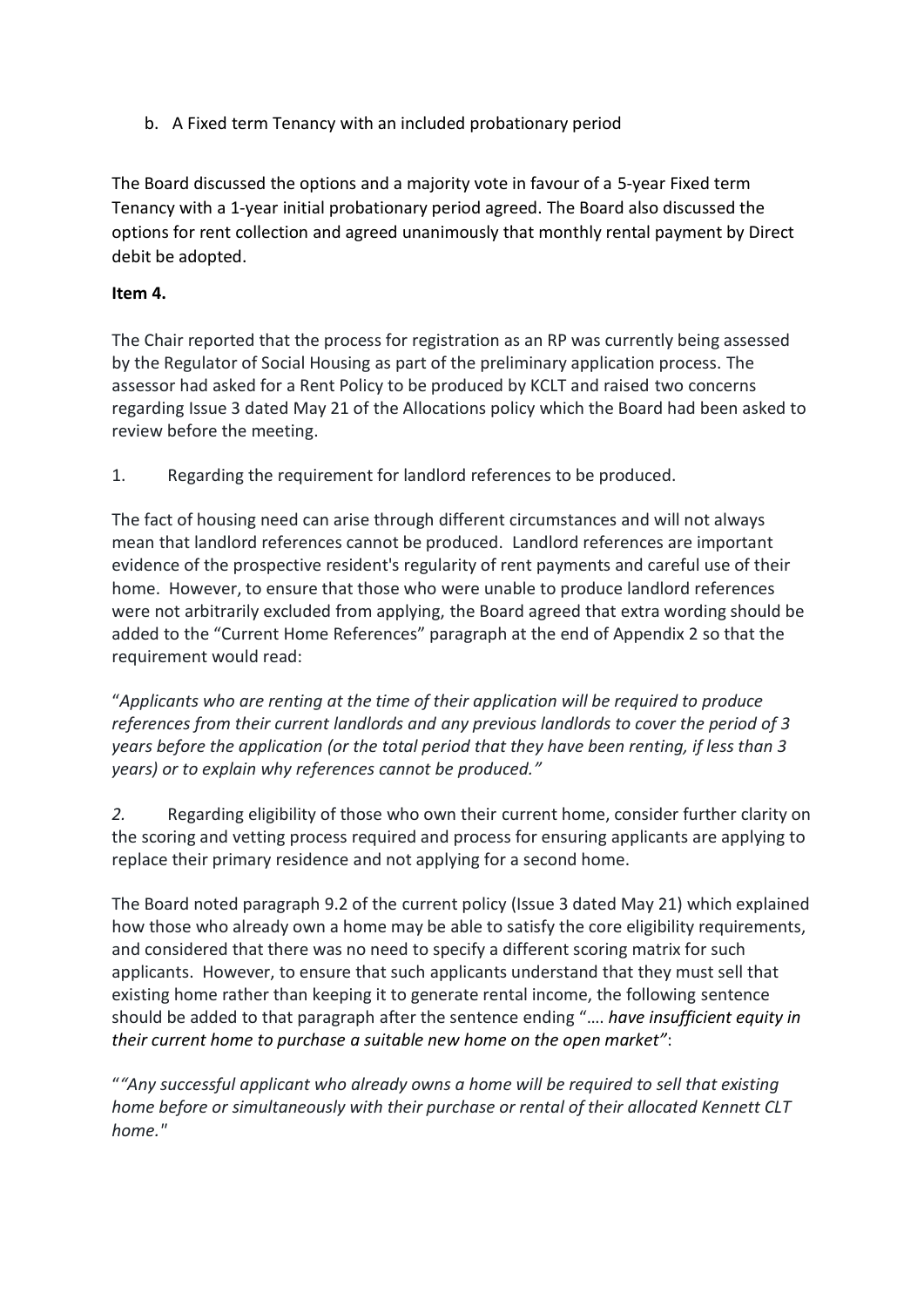b. A Fixed term Tenancy with an included probationary period

The Board discussed the options and a majority vote in favour of a 5-year Fixed term Tenancy with a 1-year initial probationary period agreed. The Board also discussed the options for rent collection and agreed unanimously that monthly rental payment by Direct debit be adopted.

**Item 4.**

The Chair reported that the process for registration as an RP was currently being assessed by the Regulator of Social Housing as part of the preliminary application process. The assessor had asked for a Rent Policy to be produced by KCLT and raised two concerns regarding Issue 3 dated May 21 of the Allocations policy which the Board had been asked to review before the meeting.

1. Regarding the requirement for landlord references to be produced.

The fact of housing need can arise through different circumstances and will not always mean that landlord references cannot be produced. Landlord references are important evidence of the prospective resident's regularity of rent payments and careful use of their home. However, to ensure that those who were unable to produce landlord references were not arbitrarily excluded from applying, the Board agreed that extra wording should be added to the "Current Home References" paragraph at the end of Appendix 2 so that the requirement would read:

"*Applicants who are renting at the time of their application will be required to produce references from their current landlords and any previous landlords to cover the period of 3 years before the application (or the total period that they have been renting, if less than 3 years) or to explain why references cannot be produced."*

*2.* Regarding eligibility of those who own their current home, consider further clarity on the scoring and vetting process required and process for ensuring applicants are applying to replace their primary residence and not applying for a second home.

The Board noted paragraph 9.2 of the current policy (Issue 3 dated May 21) which explained how those who already own a home may be able to satisfy the core eligibility requirements, and considered that there was no need to specify a different scoring matrix for such applicants. However, to ensure that such applicants understand that they must sell that existing home rather than keeping it to generate rental income, the following sentence should be added to that paragraph after the sentence ending "…. *have insufficient equity in their current home to purchase a suitable new home on the open market"*:

"*"Any successful applicant who already owns a home will be required to sell that existing home before or simultaneously with their purchase or rental of their allocated Kennett CLT home."*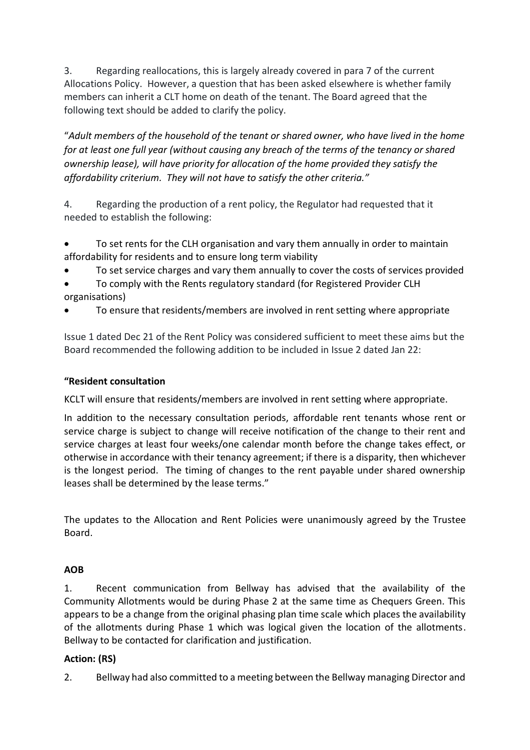3. Regarding reallocations, this is largely already covered in para 7 of the current Allocations Policy. However, a question that has been asked elsewhere is whether family members can inherit a CLT home on death of the tenant. The Board agreed that the following text should be added to clarify the policy.

"*Adult members of the household of the tenant or shared owner, who have lived in the home for at least one full year (without causing any breach of the terms of the tenancy or shared ownership lease), will have priority for allocation of the home provided they satisfy the affordability criterium. They will not have to satisfy the other criteria."*

4. Regarding the production of a rent policy, the Regulator had requested that it needed to establish the following:

- To set rents for the CLH organisation and vary them annually in order to maintain affordability for residents and to ensure long term viability
- To set service charges and vary them annually to cover the costs of services provided
- To comply with the Rents regulatory standard (for Registered Provider CLH organisations)
- To ensure that residents/members are involved in rent setting where appropriate

Issue 1 dated Dec 21 of the Rent Policy was considered sufficient to meet these aims but the Board recommended the following addition to be included in Issue 2 dated Jan 22:

**"Resident consultation**

KCLT will ensure that residents/members are involved in rent setting where appropriate.

In addition to the necessary consultation periods, affordable rent tenants whose rent or service charge is subject to change will receive notification of the change to their rent and service charges at least four weeks/one calendar month before the change takes effect, or otherwise in accordance with their tenancy agreement; if there is a disparity, then whichever is the longest period. The timing of changes to the rent payable under shared ownership leases shall be determined by the lease terms."

The updates to the Allocation and Rent Policies were unanimously agreed by the Trustee Board.

## AOB

1. Recent communication from Bellway has advised that the availability of the Community Allotments would be during Phase 2 at the same time as Chequers Green. This appears to be a change from the original phasing plan time scale which places the availability of the allotments during Phase 1 which was logical given the location of the allotments. Bellway to be contacted for clarification and justification.

**Action: (RS)**

2. Bellway had also committed to a meeting between the Bellway managing Director and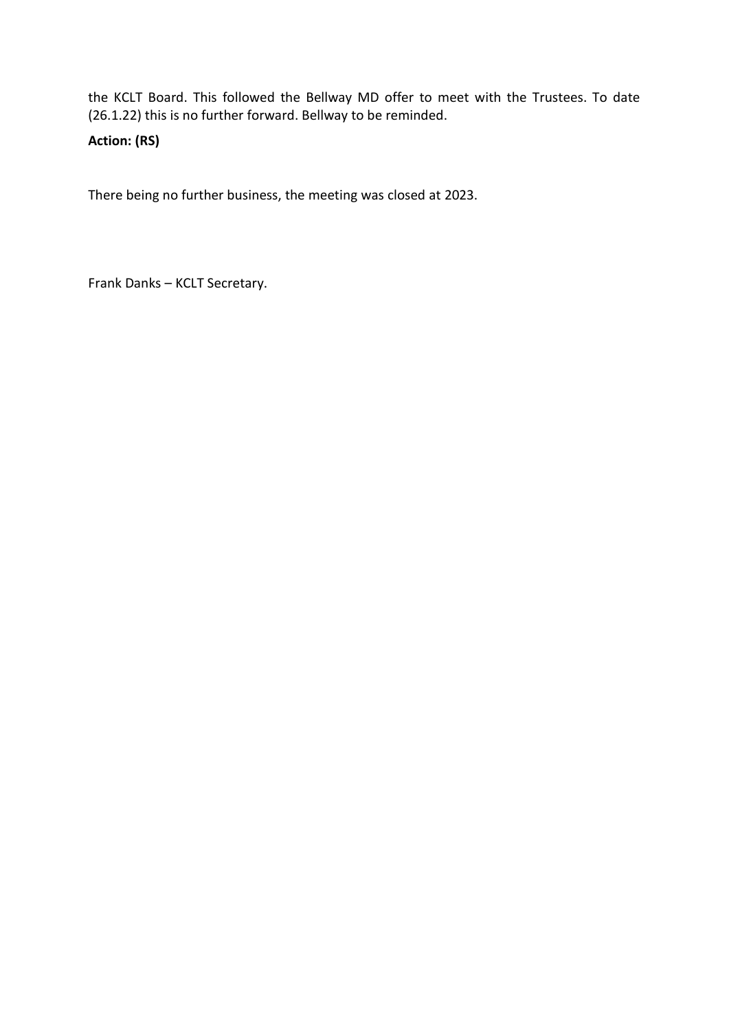the KCLT Board. This followed the Bellway MD offer to meet with the Trustees. To date (26.1.22) this is no further forward. Bellway to be reminded.

**Action: (RS)**

There being no further business, the meeting was closed at 2023.

Frank Danks – KCLT Secretary.